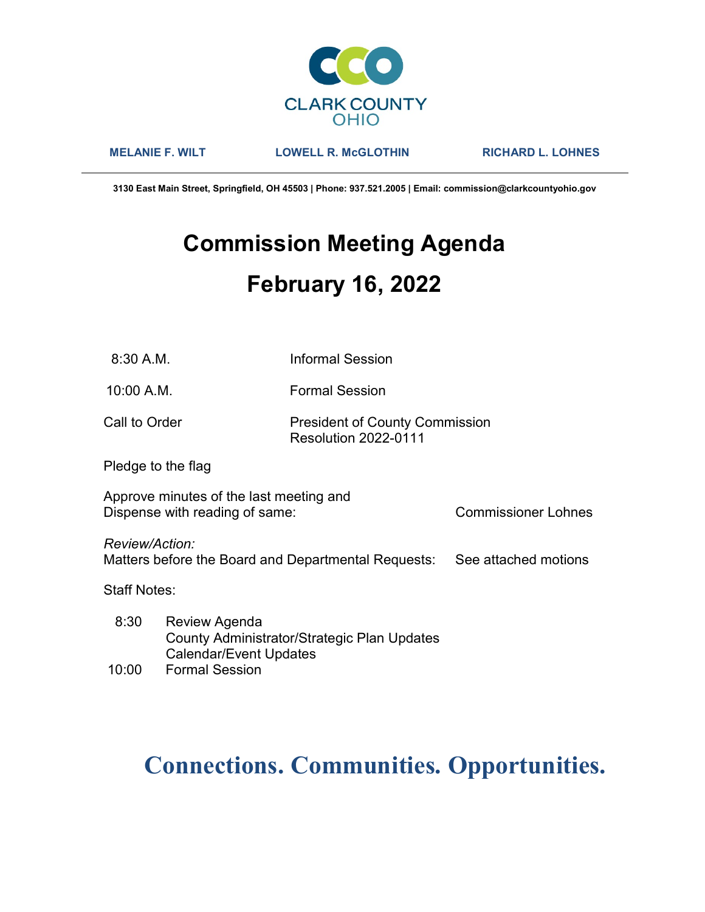CLARK COUNTY
OHIO

**MELANIE F. WILT** **LOWELL R. McGLOTHIN** **RICHARD L. LOHNES**

**3130 East Main Street, Springfield, OH 45503 | Phone: 937.521.2005 | Email: commission@clarkcountyohio.gov**

# Commission Meeting Agenda

# February 16, 2022

| | | |
|---|---|---|
| 8:30 A.M. | Informal Session | |
| 10:00 A.M. | Formal Session | |
| Call to Order | President of County Commission<br>Resolution 2022-0111 | |

Pledge to the flag

Approve minutes of the last meeting and
Dispense with reading of same: Commissioner Lohnes

*Review/Action:*
Matters before the Board and Departmental Requests: See attached motions

Staff Notes:

| | |
|---|---|
| 8:30 | Review Agenda<br>County Administrator/Strategic Plan Updates<br>Calendar/Event Updates |
| 10:00 | Formal Session |

**Connections. Communities. Opportunities.**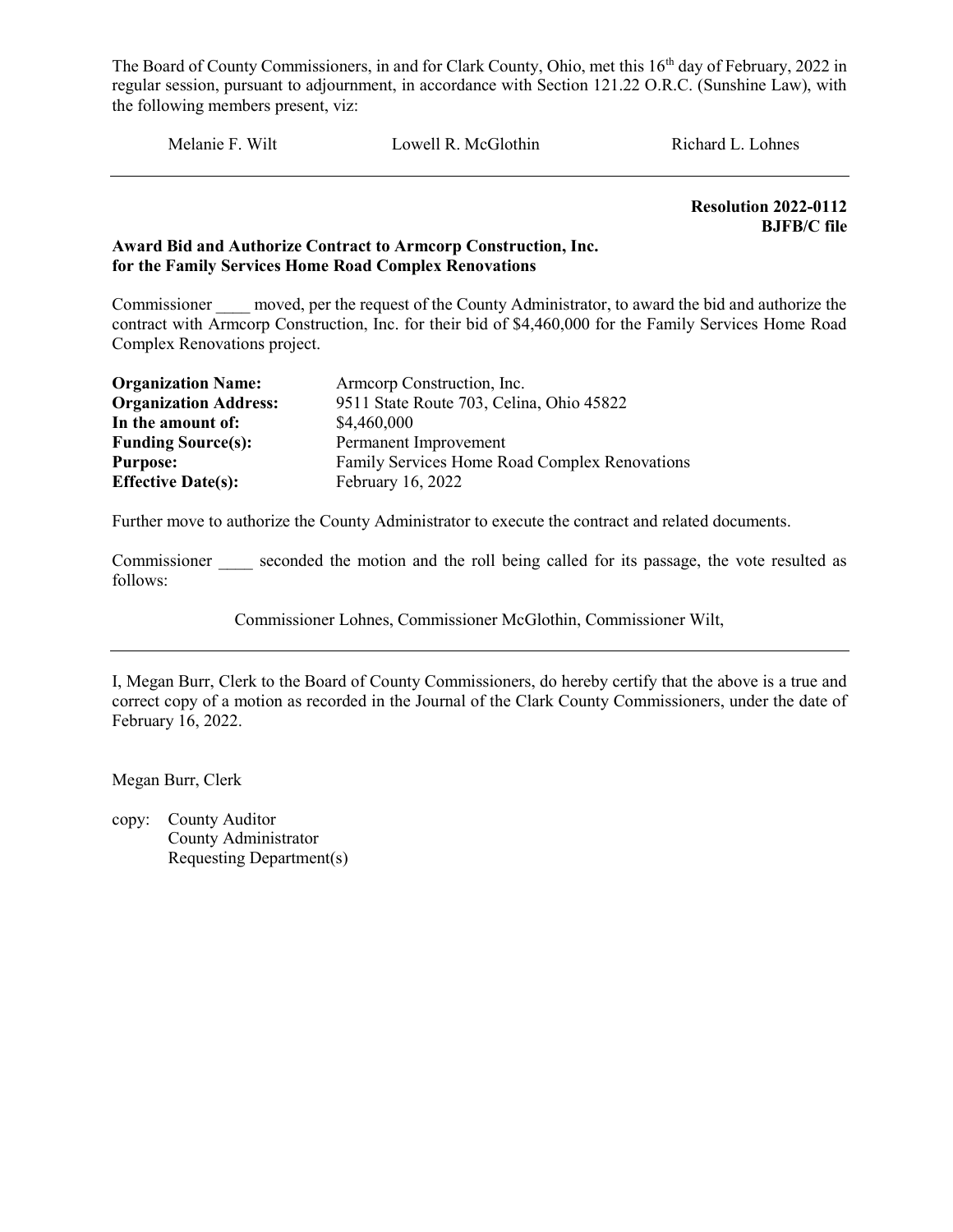The Board of County Commissioners, in and for Clark County, Ohio, met this 16th day of February, 2022 in regular session, pursuant to adjournment, in accordance with Section 121.22 O.R.C. (Sunshine Law), with the following members present, viz:

Melanie F. Wilt    Lowell R. McGlothin    Richard L. Lohnes

---

**Resolution 2022-0112**
**BJFB/C file**

**Award Bid and Authorize Contract to Armcorp Construction, Inc. for the Family Services Home Road Complex Renovations**

Commissioner ____ moved, per the request of the County Administrator, to award the bid and authorize the contract with Armcorp Construction, Inc. for their bid of $4,460,000 for the Family Services Home Road Complex Renovations project.

**Organization Name:** Armcorp Construction, Inc.
**Organization Address:** 9511 State Route 703, Celina, Ohio 45822
**In the amount of:** $4,460,000
**Funding Source(s):** Permanent Improvement
**Purpose:** Family Services Home Road Complex Renovations
**Effective Date(s):** February 16, 2022

Further move to authorize the County Administrator to execute the contract and related documents.

Commissioner ____ seconded the motion and the roll being called for its passage, the vote resulted as follows:

Commissioner Lohnes, Commissioner McGlothin, Commissioner Wilt,

---

I, Megan Burr, Clerk to the Board of County Commissioners, do hereby certify that the above is a true and correct copy of a motion as recorded in the Journal of the Clark County Commissioners, under the date of February 16, 2022.

Megan Burr, Clerk

copy: County Auditor
County Administrator
Requesting Department(s)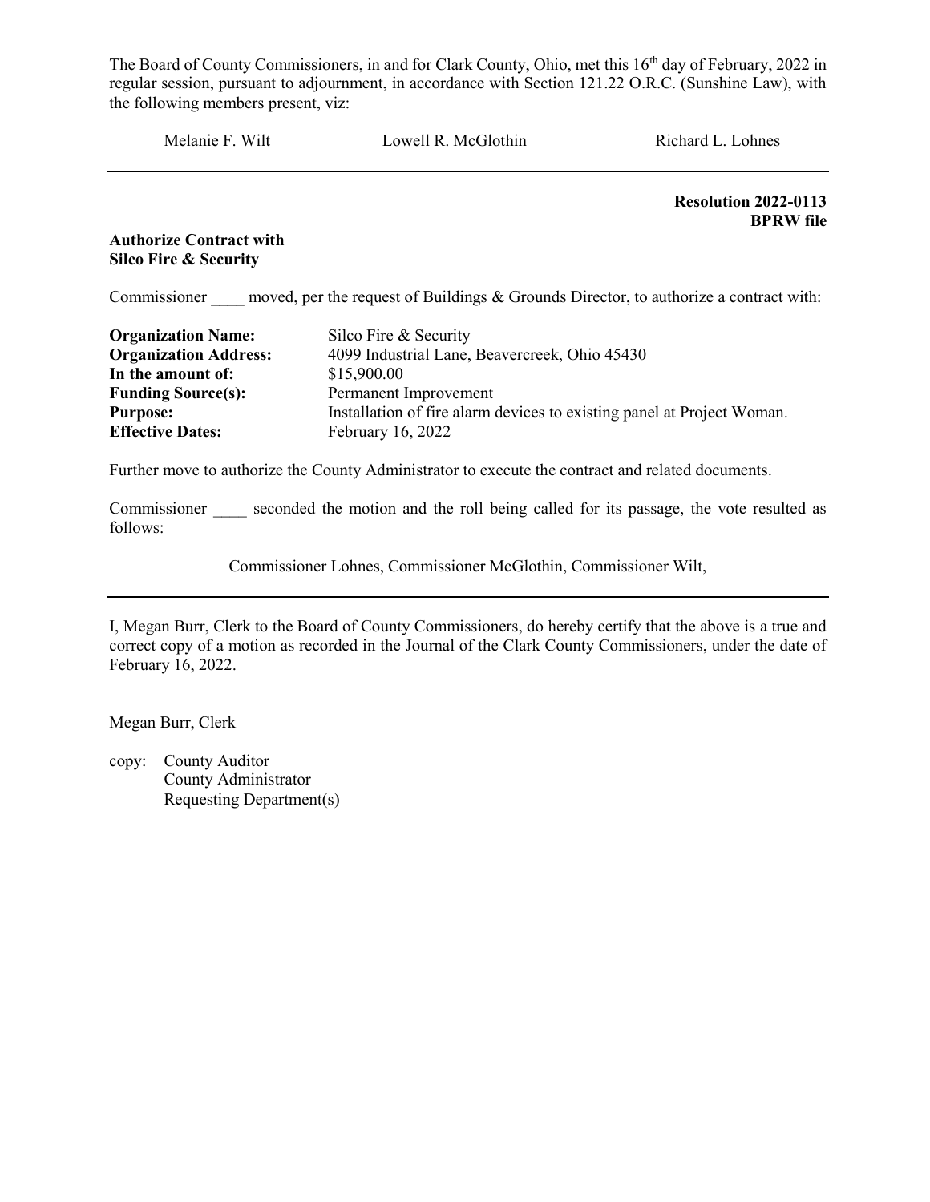The Board of County Commissioners, in and for Clark County, Ohio, met this 16th day of February, 2022 in regular session, pursuant to adjournment, in accordance with Section 121.22 O.R.C. (Sunshine Law), with the following members present, viz:

Melanie F. Wilt    Lowell R. McGlothin    Richard L. Lohnes

---

**Resolution 2022-0113**
**BPRW file**

**Authorize Contract with Silco Fire & Security**

Commissioner ____ moved, per the request of Buildings & Grounds Director, to authorize a contract with:

| | |
|---|---|
| **Organization Name:** | Silco Fire & Security |
| **Organization Address:** | 4099 Industrial Lane, Beavercreek, Ohio 45430 |
| **In the amount of:** | $15,900.00 |
| **Funding Source(s):** | Permanent Improvement |
| **Purpose:** | Installation of fire alarm devices to existing panel at Project Woman. |
| **Effective Dates:** | February 16, 2022 |

Further move to authorize the County Administrator to execute the contract and related documents.

Commissioner ____ seconded the motion and the roll being called for its passage, the vote resulted as follows:

Commissioner Lohnes, Commissioner McGlothin, Commissioner Wilt,

---

I, Megan Burr, Clerk to the Board of County Commissioners, do hereby certify that the above is a true and correct copy of a motion as recorded in the Journal of the Clark County Commissioners, under the date of February 16, 2022.

Megan Burr, Clerk

copy: County Auditor
County Administrator
Requesting Department(s)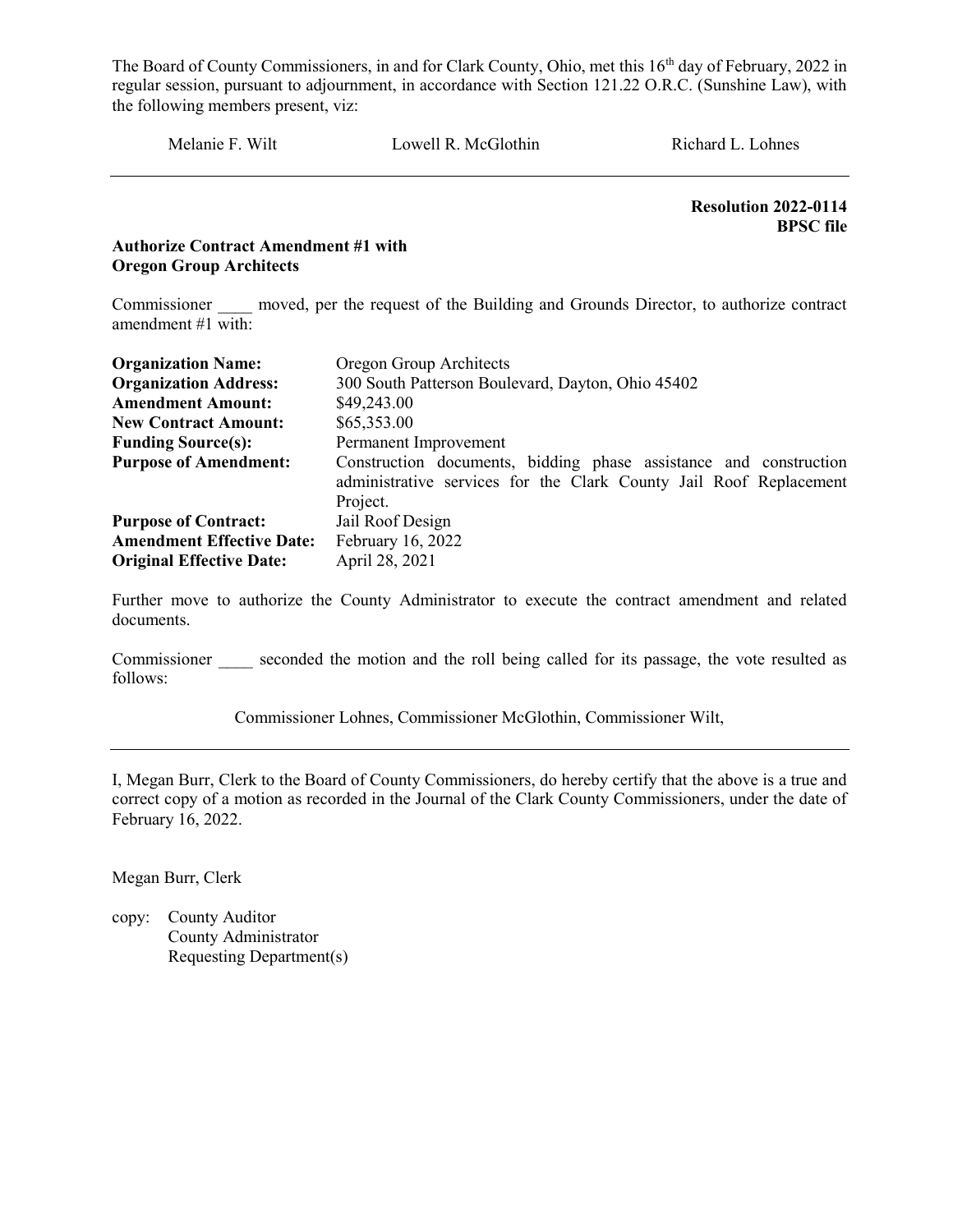The Board of County Commissioners, in and for Clark County, Ohio, met this 16th day of February, 2022 in regular session, pursuant to adjournment, in accordance with Section 121.22 O.R.C. (Sunshine Law), with the following members present, viz:

Melanie F. Wilt    Lowell R. McGlothin    Richard L. Lohnes

---

**Resolution 2022-0114**
**BPSC file**

**Authorize Contract Amendment #1 with Oregon Group Architects**

Commissioner ____ moved, per the request of the Building and Grounds Director, to authorize contract amendment #1 with:

| | |
|---|---|
| **Organization Name:** | Oregon Group Architects |
| **Organization Address:** | 300 South Patterson Boulevard, Dayton, Ohio 45402 |
| **Amendment Amount:** | $49,243.00 |
| **New Contract Amount:** | $65,353.00 |
| **Funding Source(s):** | Permanent Improvement |
| **Purpose of Amendment:** | Construction documents, bidding phase assistance and construction administrative services for the Clark County Jail Roof Replacement Project. |
| **Purpose of Contract:** | Jail Roof Design |
| **Amendment Effective Date:** | February 16, 2022 |
| **Original Effective Date:** | April 28, 2021 |

Further move to authorize the County Administrator to execute the contract amendment and related documents.

Commissioner ____ seconded the motion and the roll being called for its passage, the vote resulted as follows:

Commissioner Lohnes, Commissioner McGlothin, Commissioner Wilt,

---

I, Megan Burr, Clerk to the Board of County Commissioners, do hereby certify that the above is a true and correct copy of a motion as recorded in the Journal of the Clark County Commissioners, under the date of February 16, 2022.

Megan Burr, Clerk

copy: County Auditor
County Administrator
Requesting Department(s)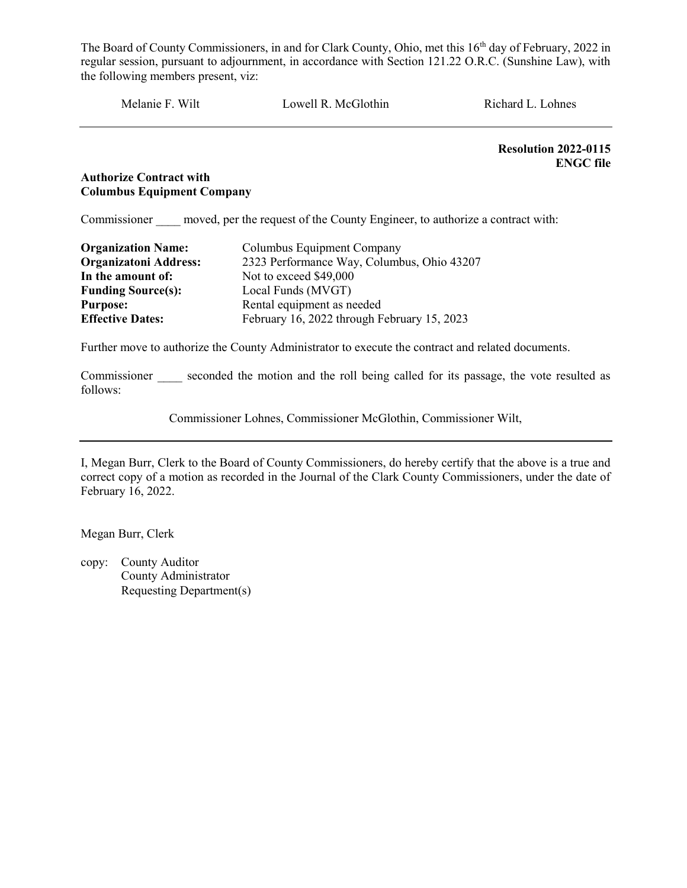The Board of County Commissioners, in and for Clark County, Ohio, met this 16th day of February, 2022 in regular session, pursuant to adjournment, in accordance with Section 121.22 O.R.C. (Sunshine Law), with the following members present, viz:

Melanie F. Wilt     Lowell R. McGlothin     Richard L. Lohnes

---

**Resolution 2022-0115**
**ENGC file**

**Authorize Contract with**
**Columbus Equipment Company**

Commissioner ____ moved, per the request of the County Engineer, to authorize a contract with:

| | |
|---|---|
| **Organization Name:** | Columbus Equipment Company |
| **Organizatoni Address:** | 2323 Performance Way, Columbus, Ohio 43207 |
| **In the amount of:** | Not to exceed $49,000 |
| **Funding Source(s):** | Local Funds (MVGT) |
| **Purpose:** | Rental equipment as needed |
| **Effective Dates:** | February 16, 2022 through February 15, 2023 |

Further move to authorize the County Administrator to execute the contract and related documents.

Commissioner ____ seconded the motion and the roll being called for its passage, the vote resulted as follows:

Commissioner Lohnes, Commissioner McGlothin, Commissioner Wilt,

---

I, Megan Burr, Clerk to the Board of County Commissioners, do hereby certify that the above is a true and correct copy of a motion as recorded in the Journal of the Clark County Commissioners, under the date of February 16, 2022.

Megan Burr, Clerk

copy: County Auditor
County Administrator
Requesting Department(s)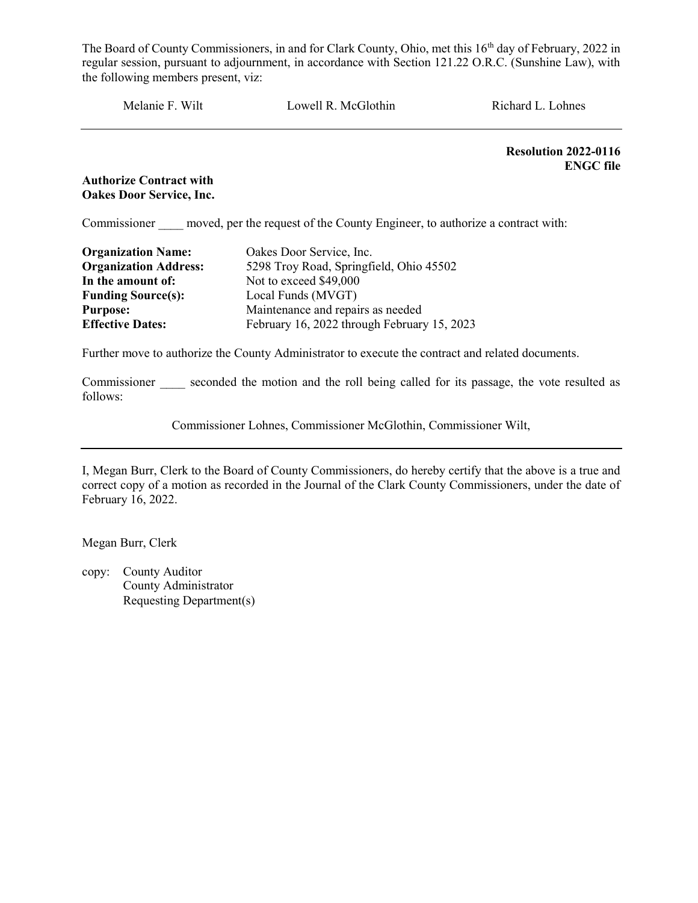The Board of County Commissioners, in and for Clark County, Ohio, met this 16th day of February, 2022 in regular session, pursuant to adjournment, in accordance with Section 121.22 O.R.C. (Sunshine Law), with the following members present, viz:

Melanie F. Wilt　　　　Lowell R. McGlothin　　　　Richard L. Lohnes

---

**Resolution 2022-0116**
**ENGC file**

**Authorize Contract with**
**Oakes Door Service, Inc.**

Commissioner ____ moved, per the request of the County Engineer, to authorize a contract with:

| | |
|---|---|
| **Organization Name:** | Oakes Door Service, Inc. |
| **Organization Address:** | 5298 Troy Road, Springfield, Ohio 45502 |
| **In the amount of:** | Not to exceed $49,000 |
| **Funding Source(s):** | Local Funds (MVGT) |
| **Purpose:** | Maintenance and repairs as needed |
| **Effective Dates:** | February 16, 2022 through February 15, 2023 |

Further move to authorize the County Administrator to execute the contract and related documents.

Commissioner ____ seconded the motion and the roll being called for its passage, the vote resulted as follows:

Commissioner Lohnes, Commissioner McGlothin, Commissioner Wilt,

---

I, Megan Burr, Clerk to the Board of County Commissioners, do hereby certify that the above is a true and correct copy of a motion as recorded in the Journal of the Clark County Commissioners, under the date of February 16, 2022.

Megan Burr, Clerk

copy: County Auditor
County Administrator
Requesting Department(s)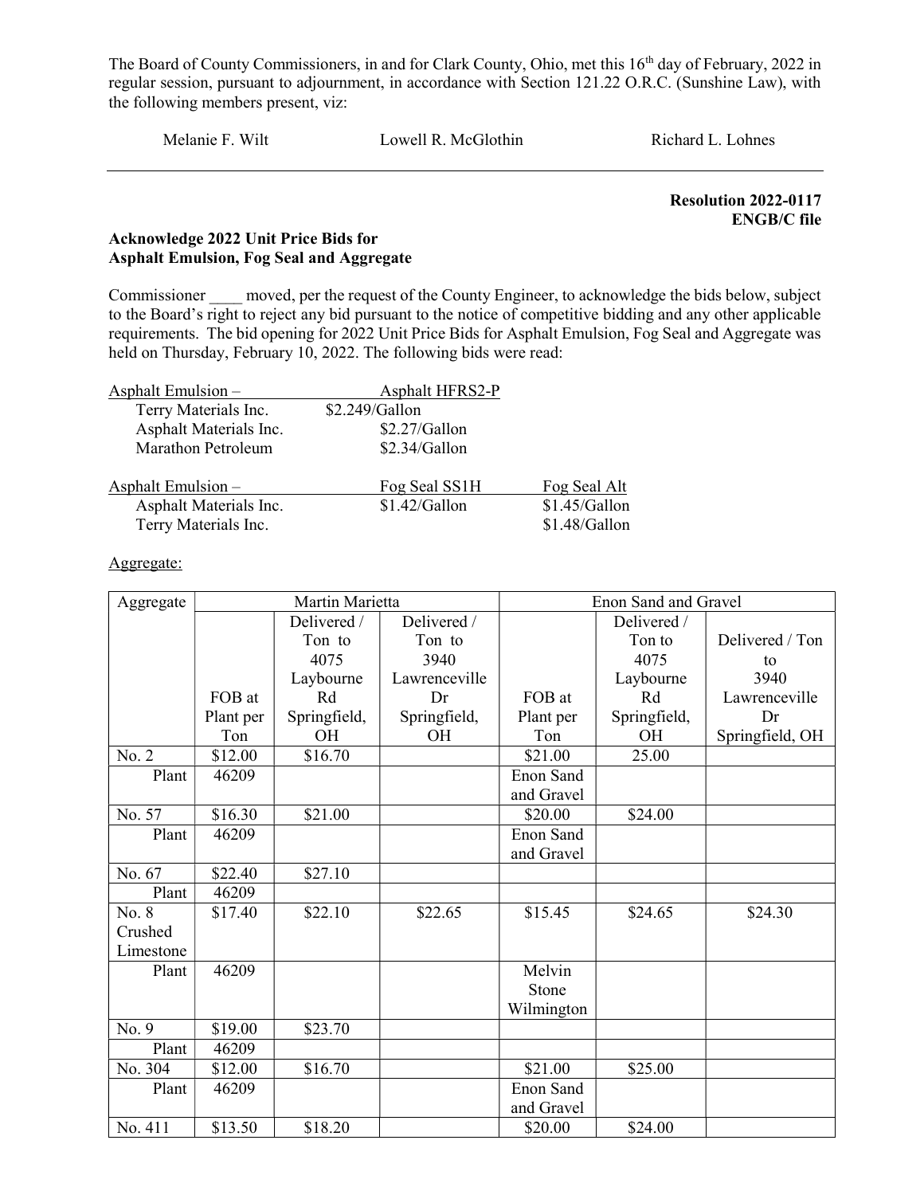The Board of County Commissioners, in and for Clark County, Ohio, met this 16th day of February, 2022 in regular session, pursuant to adjournment, in accordance with Section 121.22 O.R.C. (Sunshine Law), with the following members present, viz:

Melanie F. Wilt  Lowell R. McGlothin  Richard L. Lohnes

---

**Resolution 2022-0117**
**ENGB/C file**

**Acknowledge 2022 Unit Price Bids for Asphalt Emulsion, Fog Seal and Aggregate**

Commissioner ____ moved, per the request of the County Engineer, to acknowledge the bids below, subject to the Board's right to reject any bid pursuant to the notice of competitive bidding and any other applicable requirements. The bid opening for 2022 Unit Price Bids for Asphalt Emulsion, Fog Seal and Aggregate was held on Thursday, February 10, 2022. The following bids were read:

| Asphalt Emulsion – | Asphalt HFRS2-P |
|---|---|
| Terry Materials Inc. | $2.249/Gallon |
| Asphalt Materials Inc. | $2.27/Gallon |
| Marathon Petroleum | $2.34/Gallon |

| Asphalt Emulsion – | Fog Seal SS1H | Fog Seal Alt |
|---|---|---|
| Asphalt Materials Inc. | $1.42/Gallon | $1.45/Gallon |
| Terry Materials Inc. | | $1.48/Gallon |

Aggregate:

| Aggregate | Martin Marietta | | | Enon Sand and Gravel | | |
|---|---|---|---|---|---|---|
| | FOB at Plant per Ton | Delivered / Ton to 4075 Laybourne Rd Springfield, OH | Delivered / Ton to 3940 Lawrenceville Dr Springfield, OH | FOB at Plant per Ton | Delivered / Ton to 4075 Laybourne Rd Springfield, OH | Delivered / Ton to 3940 Lawrenceville Dr Springfield, OH |
| No. 2 | $12.00 | $16.70 | | $21.00 | 25.00 | |
| Plant | 46209 | | | Enon Sand and Gravel | | |
| No. 57 | $16.30 | $21.00 | | $20.00 | $24.00 | |
| Plant | 46209 | | | Enon Sand and Gravel | | |
| No. 67 | $22.40 | $27.10 | | | | |
| Plant | 46209 | | | | | |
| No. 8 Crushed Limestone | $17.40 | $22.10 | $22.65 | $15.45 | $24.65 | $24.30 |
| Plant | 46209 | | | Melvin Stone Wilmington | | |
| No. 9 | $19.00 | $23.70 | | | | |
| Plant | 46209 | | | | | |
| No. 304 | $12.00 | $16.70 | | $21.00 | $25.00 | |
| Plant | 46209 | | | Enon Sand and Gravel | | |
| No. 411 | $13.50 | $18.20 | | $20.00 | $24.00 | |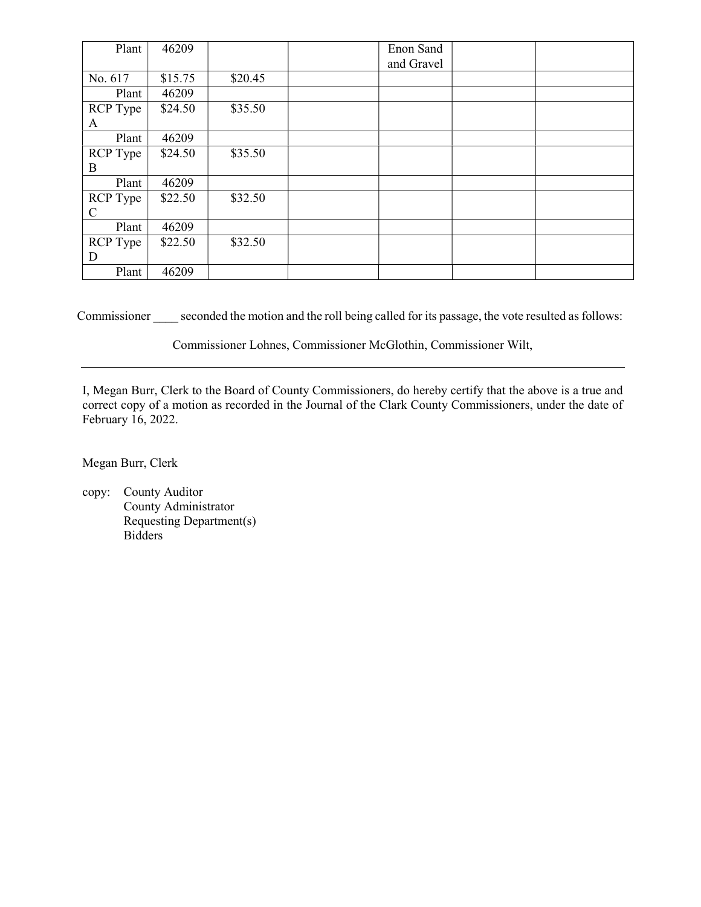| | | | | | | |
|---|---|---|---|---|---|---|
| Plant | 46209 | | | Enon Sand and Gravel | | |
| No. 617 | $15.75 | $20.45 | | | | |
| Plant | 46209 | | | | | |
| RCP Type A | $24.50 | $35.50 | | | | |
| Plant | 46209 | | | | | |
| RCP Type B | $24.50 | $35.50 | | | | |
| Plant | 46209 | | | | | |
| RCP Type C | $22.50 | $32.50 | | | | |
| Plant | 46209 | | | | | |
| RCP Type D | $22.50 | $32.50 | | | | |
| Plant | 46209 | | | | | |

Commissioner ____ seconded the motion and the roll being called for its passage, the vote resulted as follows:

Commissioner Lohnes, Commissioner McGlothin, Commissioner Wilt,

---

I, Megan Burr, Clerk to the Board of County Commissioners, do hereby certify that the above is a true and correct copy of a motion as recorded in the Journal of the Clark County Commissioners, under the date of February 16, 2022.

Megan Burr, Clerk

copy: County Auditor
County Administrator
Requesting Department(s)
Bidders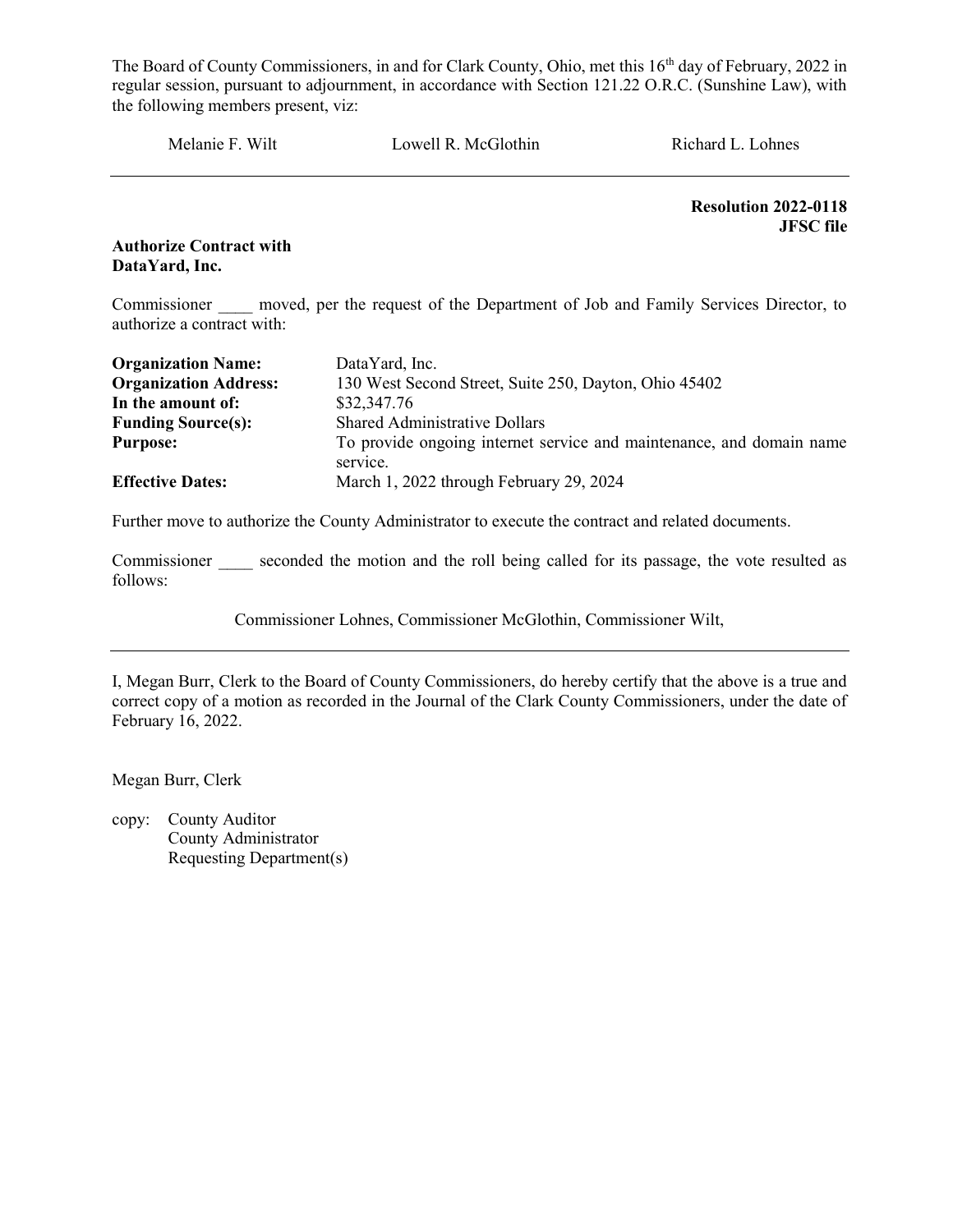The Board of County Commissioners, in and for Clark County, Ohio, met this 16th day of February, 2022 in regular session, pursuant to adjournment, in accordance with Section 121.22 O.R.C. (Sunshine Law), with the following members present, viz:

Melanie F. Wilt    Lowell R. McGlothin    Richard L. Lohnes

---

**Resolution 2022-0118**
**JFSC file**

**Authorize Contract with DataYard, Inc.**

Commissioner ____ moved, per the request of the Department of Job and Family Services Director, to authorize a contract with:

| | |
|---|---|
| **Organization Name:** | DataYard, Inc. |
| **Organization Address:** | 130 West Second Street, Suite 250, Dayton, Ohio 45402 |
| **In the amount of:** | $32,347.76 |
| **Funding Source(s):** | Shared Administrative Dollars |
| **Purpose:** | To provide ongoing internet service and maintenance, and domain name service. |
| **Effective Dates:** | March 1, 2022 through February 29, 2024 |

Further move to authorize the County Administrator to execute the contract and related documents.

Commissioner ____ seconded the motion and the roll being called for its passage, the vote resulted as follows:

Commissioner Lohnes, Commissioner McGlothin, Commissioner Wilt,

---

I, Megan Burr, Clerk to the Board of County Commissioners, do hereby certify that the above is a true and correct copy of a motion as recorded in the Journal of the Clark County Commissioners, under the date of February 16, 2022.

Megan Burr, Clerk

copy: County Auditor
County Administrator
Requesting Department(s)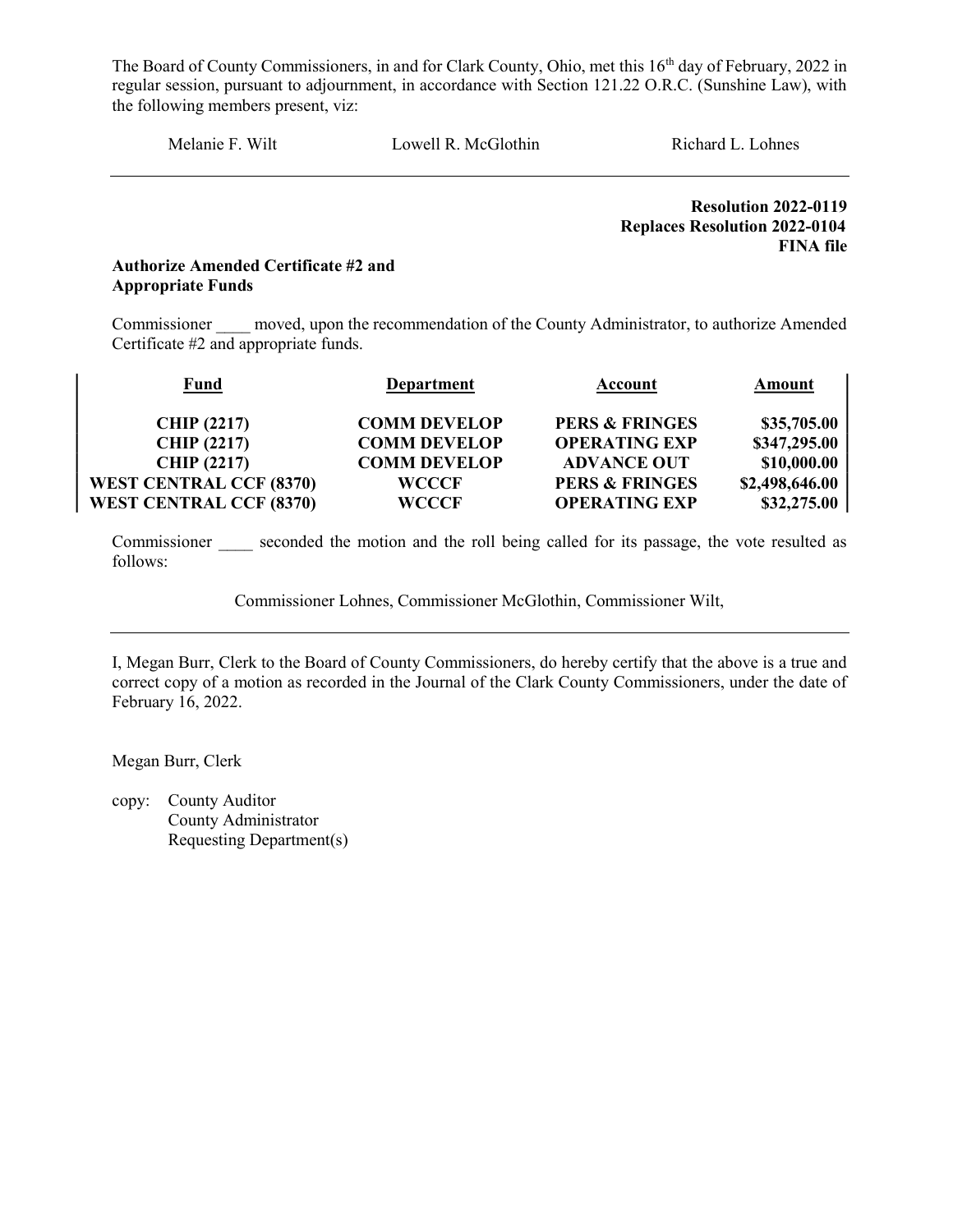The Board of County Commissioners, in and for Clark County, Ohio, met this 16th day of February, 2022 in regular session, pursuant to adjournment, in accordance with Section 121.22 O.R.C. (Sunshine Law), with the following members present, viz:

Melanie F. Wilt    Lowell R. McGlothin    Richard L. Lohnes

---

**Resolution 2022-0119**
**Replaces Resolution 2022-0104**
**FINA file**

**Authorize Amended Certificate #2 and Appropriate Funds**

Commissioner ____ moved, upon the recommendation of the County Administrator, to authorize Amended Certificate #2 and appropriate funds.

| Fund | Department | Account | Amount |
|---|---|---|---|
| **CHIP (2217)** | **COMM DEVELOP** | **PERS & FRINGES** | **$35,705.00** |
| **CHIP (2217)** | **COMM DEVELOP** | **OPERATING EXP** | **$347,295.00** |
| **CHIP (2217)** | **COMM DEVELOP** | **ADVANCE OUT** | **$10,000.00** |
| **WEST CENTRAL CCF (8370)** | **WCCCF** | **PERS & FRINGES** | **$2,498,646.00** |
| **WEST CENTRAL CCF (8370)** | **WCCCF** | **OPERATING EXP** | **$32,275.00** |

Commissioner ____ seconded the motion and the roll being called for its passage, the vote resulted as follows:

Commissioner Lohnes, Commissioner McGlothin, Commissioner Wilt,

---

I, Megan Burr, Clerk to the Board of County Commissioners, do hereby certify that the above is a true and correct copy of a motion as recorded in the Journal of the Clark County Commissioners, under the date of February 16, 2022.

Megan Burr, Clerk

copy: County Auditor
County Administrator
Requesting Department(s)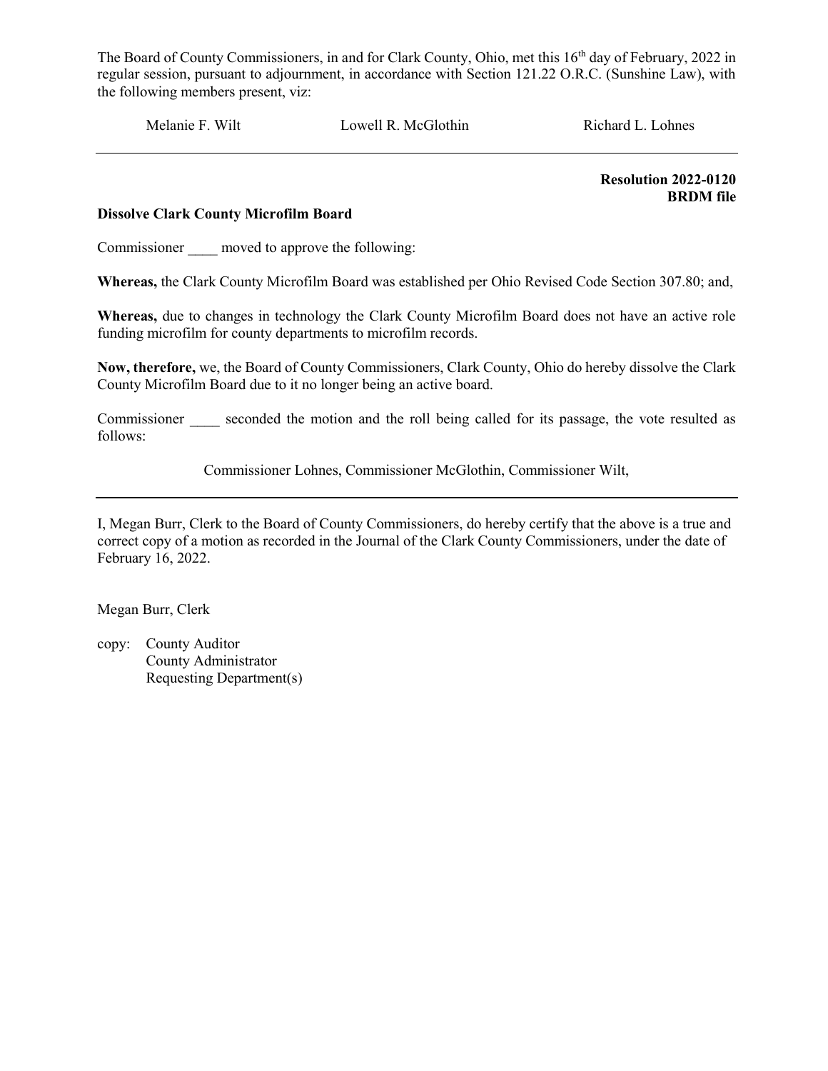The Board of County Commissioners, in and for Clark County, Ohio, met this 16th day of February, 2022 in regular session, pursuant to adjournment, in accordance with Section 121.22 O.R.C. (Sunshine Law), with the following members present, viz:

Melanie F. Wilt  Lowell R. McGlothin  Richard L. Lohnes

---

**Resolution 2022-0120**
**BRDM file**

**Dissolve Clark County Microfilm Board**

Commissioner ____ moved to approve the following:

**Whereas,** the Clark County Microfilm Board was established per Ohio Revised Code Section 307.80; and,

**Whereas,** due to changes in technology the Clark County Microfilm Board does not have an active role funding microfilm for county departments to microfilm records.

**Now, therefore,** we, the Board of County Commissioners, Clark County, Ohio do hereby dissolve the Clark County Microfilm Board due to it no longer being an active board.

Commissioner ____ seconded the motion and the roll being called for its passage, the vote resulted as follows:

Commissioner Lohnes, Commissioner McGlothin, Commissioner Wilt,

---

I, Megan Burr, Clerk to the Board of County Commissioners, do hereby certify that the above is a true and correct copy of a motion as recorded in the Journal of the Clark County Commissioners, under the date of February 16, 2022.

Megan Burr, Clerk

copy: County Auditor
County Administrator
Requesting Department(s)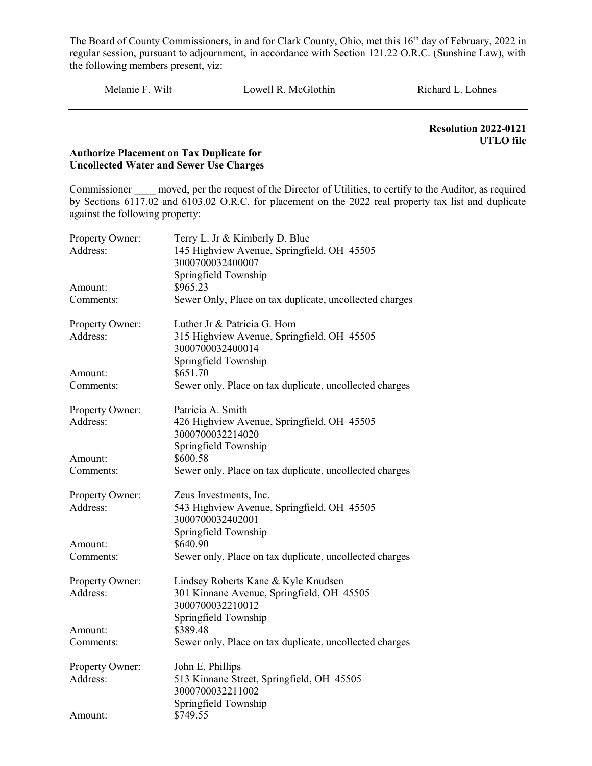The Board of County Commissioners, in and for Clark County, Ohio, met this 16th day of February, 2022 in regular session, pursuant to adjournment, in accordance with Section 121.22 O.R.C. (Sunshine Law), with the following members present, viz:

Melanie F. Wilt Lowell R. McGlothin Richard L. Lohnes

---

**Resolution 2022-0121**
**UTLO file**

**Authorize Placement on Tax Duplicate for Uncollected Water and Sewer Use Charges**

Commissioner ____ moved, per the request of the Director of Utilities, to certify to the Auditor, as required by Sections 6117.02 and 6103.02 O.R.C. for placement on the 2022 real property tax list and duplicate against the following property:

Property Owner: Terry L. Jr & Kimberly D. Blue
Address: 145 Highview Avenue, Springfield, OH 45505
3000700032400007
Springfield Township
Amount: $965.23
Comments: Sewer Only, Place on tax duplicate, uncollected charges

Property Owner: Luther Jr & Patricia G. Horn
Address: 315 Highview Avenue, Springfield, OH 45505
3000700032400014
Springfield Township
Amount: $651.70
Comments: Sewer only, Place on tax duplicate, uncollected charges

Property Owner: Patricia A. Smith
Address: 426 Highview Avenue, Springfield, OH 45505
3000700032214020
Springfield Township
Amount: $600.58
Comments: Sewer only, Place on tax duplicate, uncollected charges

Property Owner: Zeus Investments, Inc.
Address: 543 Highview Avenue, Springfield, OH 45505
3000700032402001
Springfield Township
Amount: $640.90
Comments: Sewer only, Place on tax duplicate, uncollected charges

Property Owner: Lindsey Roberts Kane & Kyle Knudsen
Address: 301 Kinnane Avenue, Springfield, OH 45505
3000700032210012
Springfield Township
Amount: $389.48
Comments: Sewer only, Place on tax duplicate, uncollected charges

Property Owner: John E. Phillips
Address: 513 Kinnane Street, Springfield, OH 45505
3000700032211002
Springfield Township
Amount: $749.55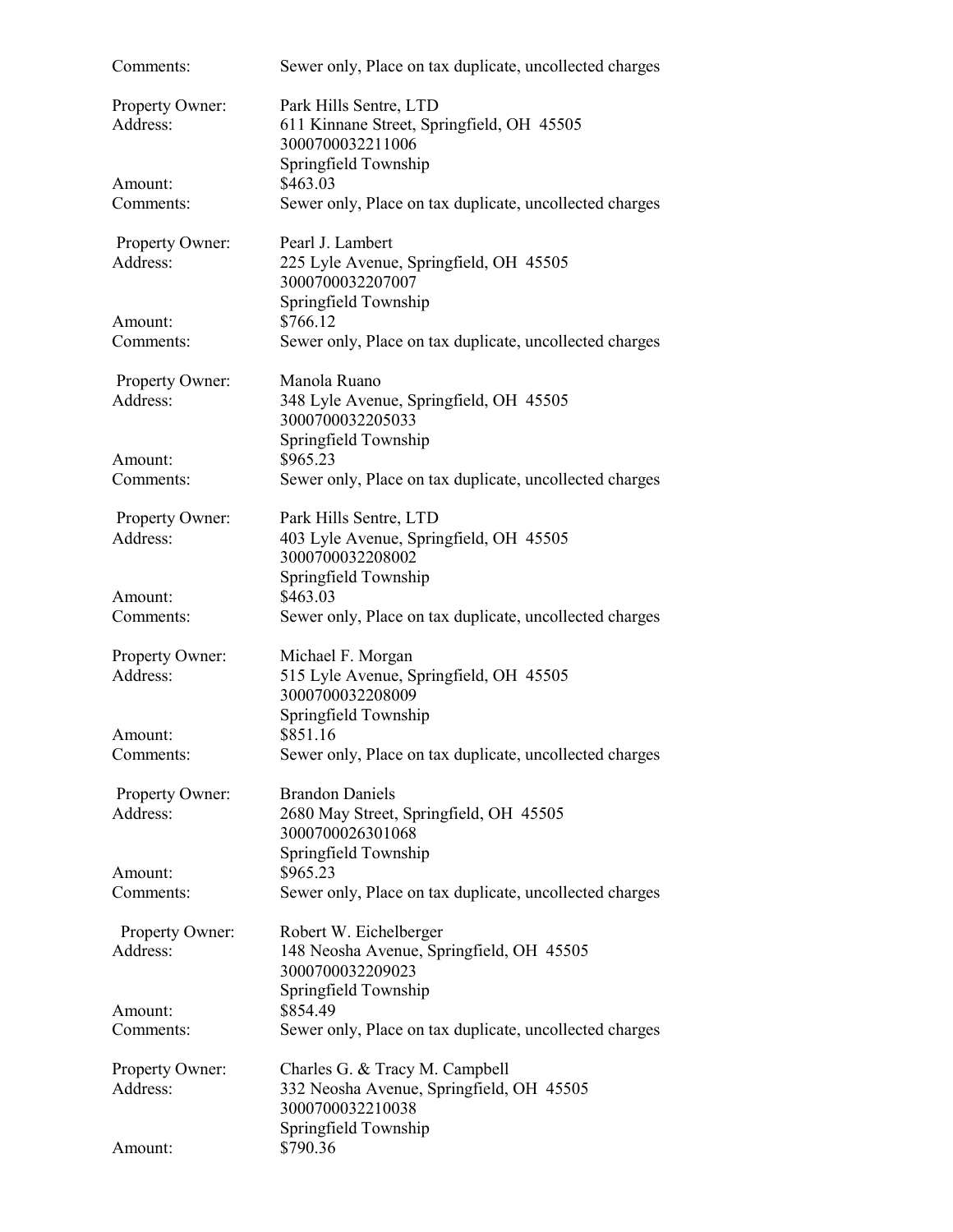Comments: Sewer only, Place on tax duplicate, uncollected charges

Property Owner: Park Hills Sentre, LTD
Address: 611 Kinnane Street, Springfield, OH 45505
3000700032211006
Springfield Township
Amount: $463.03
Comments: Sewer only, Place on tax duplicate, uncollected charges

Property Owner: Pearl J. Lambert
Address: 225 Lyle Avenue, Springfield, OH 45505
3000700032207007
Springfield Township
Amount: $766.12
Comments: Sewer only, Place on tax duplicate, uncollected charges

Property Owner: Manola Ruano
Address: 348 Lyle Avenue, Springfield, OH 45505
3000700032205033
Springfield Township
Amount: $965.23
Comments: Sewer only, Place on tax duplicate, uncollected charges

Property Owner: Park Hills Sentre, LTD
Address: 403 Lyle Avenue, Springfield, OH 45505
3000700032208002
Springfield Township
Amount: $463.03
Comments: Sewer only, Place on tax duplicate, uncollected charges

Property Owner: Michael F. Morgan
Address: 515 Lyle Avenue, Springfield, OH 45505
3000700032208009
Springfield Township
Amount: $851.16
Comments: Sewer only, Place on tax duplicate, uncollected charges

Property Owner: Brandon Daniels
Address: 2680 May Street, Springfield, OH 45505
3000700026301068
Springfield Township
Amount: $965.23
Comments: Sewer only, Place on tax duplicate, uncollected charges

Property Owner: Robert W. Eichelberger
Address: 148 Neosha Avenue, Springfield, OH 45505
3000700032209023
Springfield Township
Amount: $854.49
Comments: Sewer only, Place on tax duplicate, uncollected charges

Property Owner: Charles G. & Tracy M. Campbell
Address: 332 Neosha Avenue, Springfield, OH 45505
3000700032210038
Springfield Township
Amount: $790.36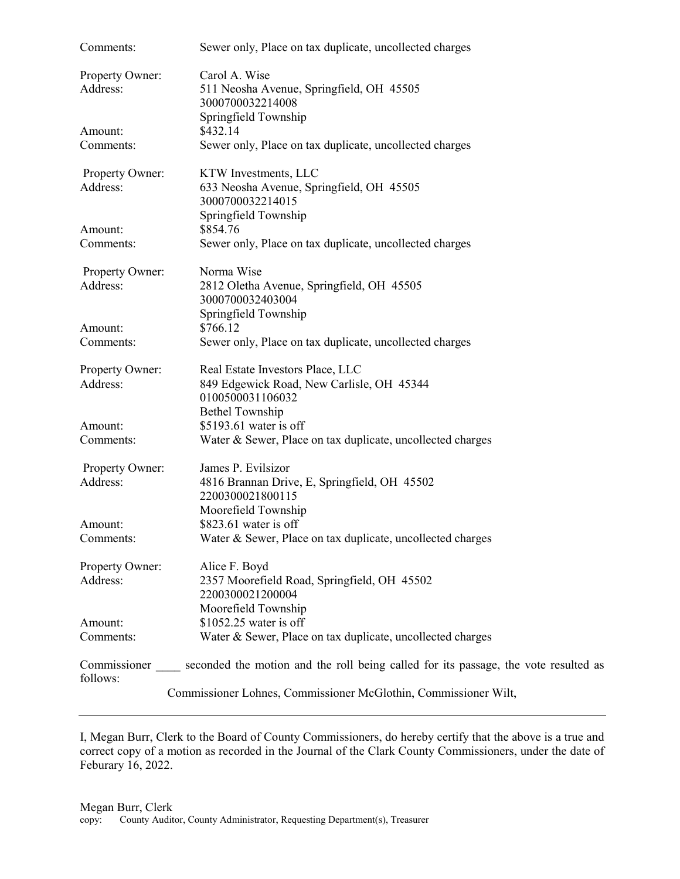Comments: Sewer only, Place on tax duplicate, uncollected charges

Property Owner: Carol A. Wise
Address: 511 Neosha Avenue, Springfield, OH 45505
3000700032214008
Springfield Township
Amount: $432.14
Comments: Sewer only, Place on tax duplicate, uncollected charges

Property Owner: KTW Investments, LLC
Address: 633 Neosha Avenue, Springfield, OH 45505
3000700032214015
Springfield Township
Amount: $854.76
Comments: Sewer only, Place on tax duplicate, uncollected charges

Property Owner: Norma Wise
Address: 2812 Oletha Avenue, Springfield, OH 45505
3000700032403004
Springfield Township
Amount: $766.12
Comments: Sewer only, Place on tax duplicate, uncollected charges

Property Owner: Real Estate Investors Place, LLC
Address: 849 Edgewick Road, New Carlisle, OH 45344
0100500031106032
Bethel Township
Amount: $5193.61 water is off
Comments: Water & Sewer, Place on tax duplicate, uncollected charges

Property Owner: James P. Evilsizor
Address: 4816 Brannan Drive, E, Springfield, OH 45502
2200300021800115
Moorefield Township
Amount: $823.61 water is off
Comments: Water & Sewer, Place on tax duplicate, uncollected charges

Property Owner: Alice F. Boyd
Address: 2357 Moorefield Road, Springfield, OH 45502
2200300021200004
Moorefield Township
Amount: $1052.25 water is off
Comments: Water & Sewer, Place on tax duplicate, uncollected charges

Commissioner ____ seconded the motion and the roll being called for its passage, the vote resulted as follows:

Commissioner Lohnes, Commissioner McGlothin, Commissioner Wilt,

---

I, Megan Burr, Clerk to the Board of County Commissioners, do hereby certify that the above is a true and correct copy of a motion as recorded in the Journal of the Clark County Commissioners, under the date of Feburary 16, 2022.

Megan Burr, Clerk
copy: County Auditor, County Administrator, Requesting Department(s), Treasurer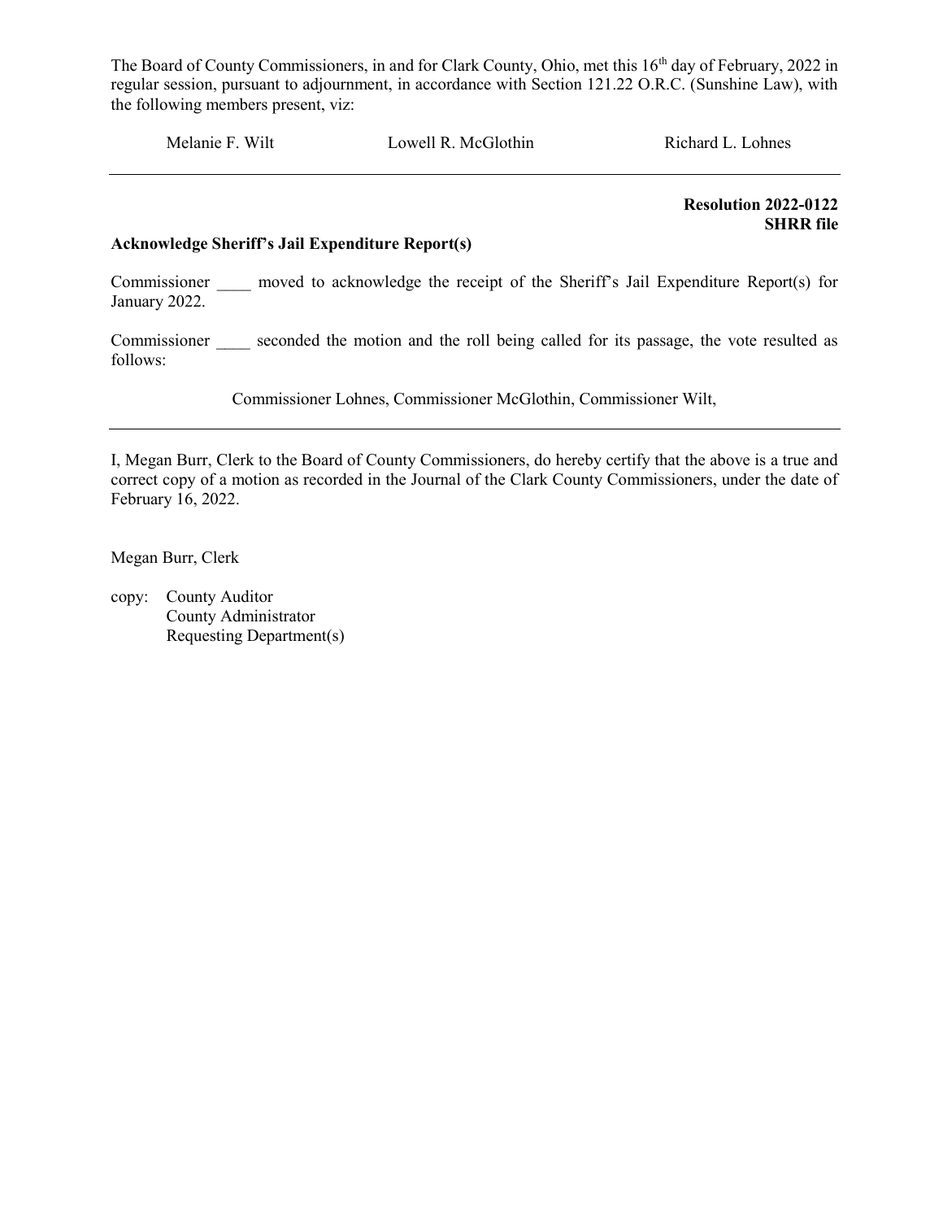The Board of County Commissioners, in and for Clark County, Ohio, met this 16th day of February, 2022 in regular session, pursuant to adjournment, in accordance with Section 121.22 O.R.C. (Sunshine Law), with the following members present, viz:

Melanie F. Wilt Lowell R. McGlothin Richard L. Lohnes

---

**Resolution 2022-0122**
**SHRR file**

**Acknowledge Sheriff's Jail Expenditure Report(s)**

Commissioner ____ moved to acknowledge the receipt of the Sheriff's Jail Expenditure Report(s) for January 2022.

Commissioner ____ seconded the motion and the roll being called for its passage, the vote resulted as follows:

Commissioner Lohnes, Commissioner McGlothin, Commissioner Wilt,

---

I, Megan Burr, Clerk to the Board of County Commissioners, do hereby certify that the above is a true and correct copy of a motion as recorded in the Journal of the Clark County Commissioners, under the date of February 16, 2022.

Megan Burr, Clerk

copy: County Auditor
County Administrator
Requesting Department(s)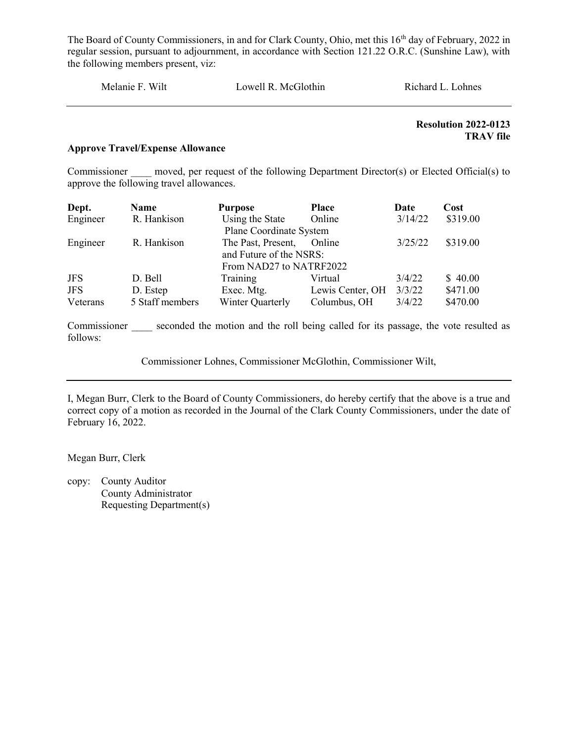The Board of County Commissioners, in and for Clark County, Ohio, met this 16th day of February, 2022 in regular session, pursuant to adjournment, in accordance with Section 121.22 O.R.C. (Sunshine Law), with the following members present, viz:

Melanie F. Wilt    Lowell R. McGlothin    Richard L. Lohnes

---

**Resolution 2022-0123**
**TRAV file**

**Approve Travel/Expense Allowance**

Commissioner ____ moved, per request of the following Department Director(s) or Elected Official(s) to approve the following travel allowances.

| Dept. | Name | Purpose | Place | Date | Cost |
|---|---|---|---|---|---|
| Engineer | R. Hankison | Using the State Plane Coordinate System | Online | 3/14/22 | $319.00 |
| Engineer | R. Hankison | The Past, Present, and Future of the NSRS: From NAD27 to NATRF2022 | Online | 3/25/22 | $319.00 |
| JFS | D. Bell | Training | Virtual | 3/4/22 | $ 40.00 |
| JFS | D. Estep | Exec. Mtg. | Lewis Center, OH | 3/3/22 | $471.00 |
| Veterans | 5 Staff members | Winter Quarterly | Columbus, OH | 3/4/22 | $470.00 |

Commissioner ____ seconded the motion and the roll being called for its passage, the vote resulted as follows:

Commissioner Lohnes, Commissioner McGlothin, Commissioner Wilt,

---

I, Megan Burr, Clerk to the Board of County Commissioners, do hereby certify that the above is a true and correct copy of a motion as recorded in the Journal of the Clark County Commissioners, under the date of February 16, 2022.

Megan Burr, Clerk

copy: County Auditor
County Administrator
Requesting Department(s)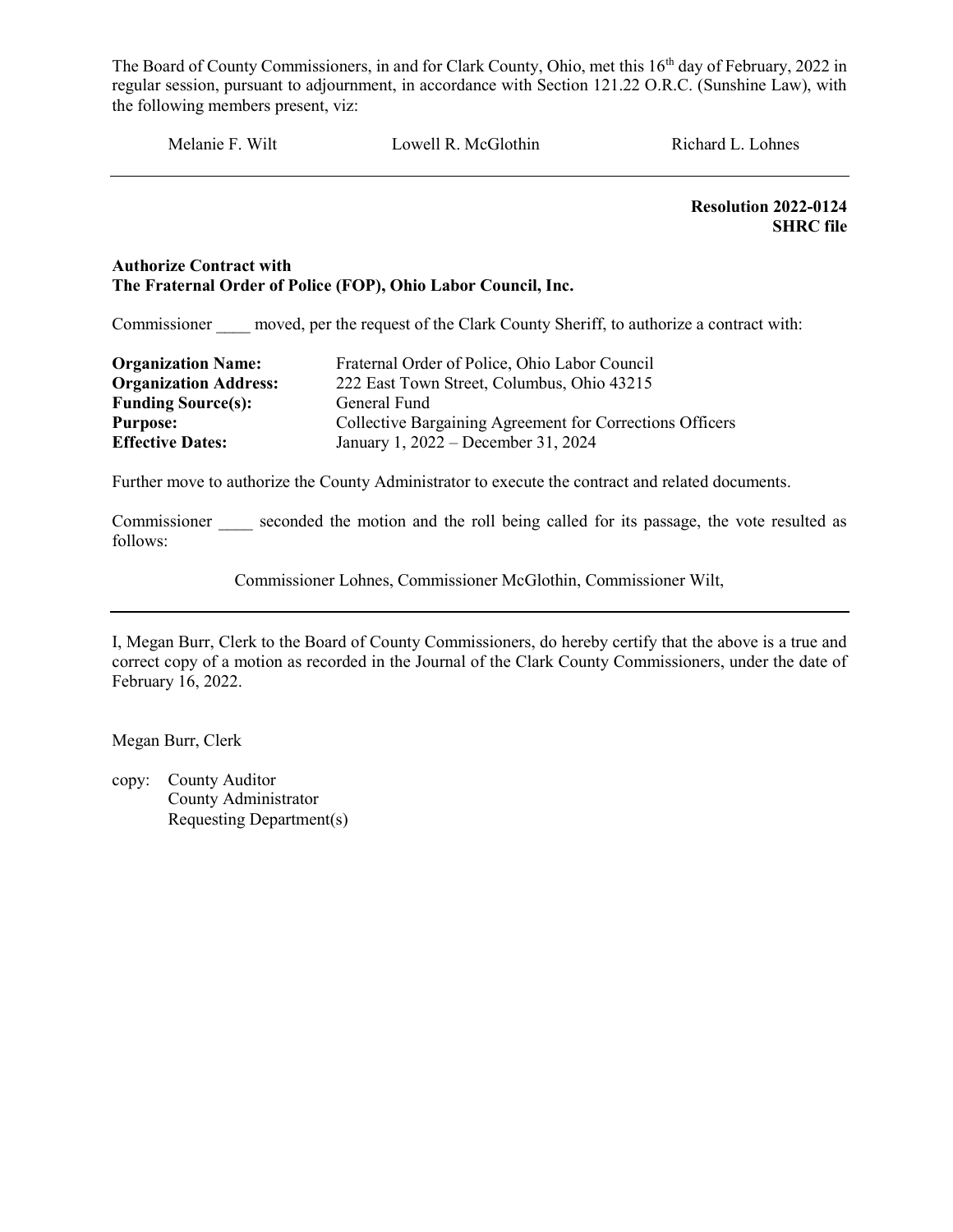The Board of County Commissioners, in and for Clark County, Ohio, met this 16th day of February, 2022 in regular session, pursuant to adjournment, in accordance with Section 121.22 O.R.C. (Sunshine Law), with the following members present, viz:

Melanie F. Wilt Lowell R. McGlothin Richard L. Lohnes

---

**Resolution 2022-0124**
**SHRC file**

**Authorize Contract with**
**The Fraternal Order of Police (FOP), Ohio Labor Council, Inc.**

Commissioner ____ moved, per the request of the Clark County Sheriff, to authorize a contract with:

| | |
|---|---|
| **Organization Name:** | Fraternal Order of Police, Ohio Labor Council |
| **Organization Address:** | 222 East Town Street, Columbus, Ohio 43215 |
| **Funding Source(s):** | General Fund |
| **Purpose:** | Collective Bargaining Agreement for Corrections Officers |
| **Effective Dates:** | January 1, 2022 – December 31, 2024 |

Further move to authorize the County Administrator to execute the contract and related documents.

Commissioner ____ seconded the motion and the roll being called for its passage, the vote resulted as follows:

Commissioner Lohnes, Commissioner McGlothin, Commissioner Wilt,

---

I, Megan Burr, Clerk to the Board of County Commissioners, do hereby certify that the above is a true and correct copy of a motion as recorded in the Journal of the Clark County Commissioners, under the date of February 16, 2022.

Megan Burr, Clerk

copy: County Auditor
County Administrator
Requesting Department(s)